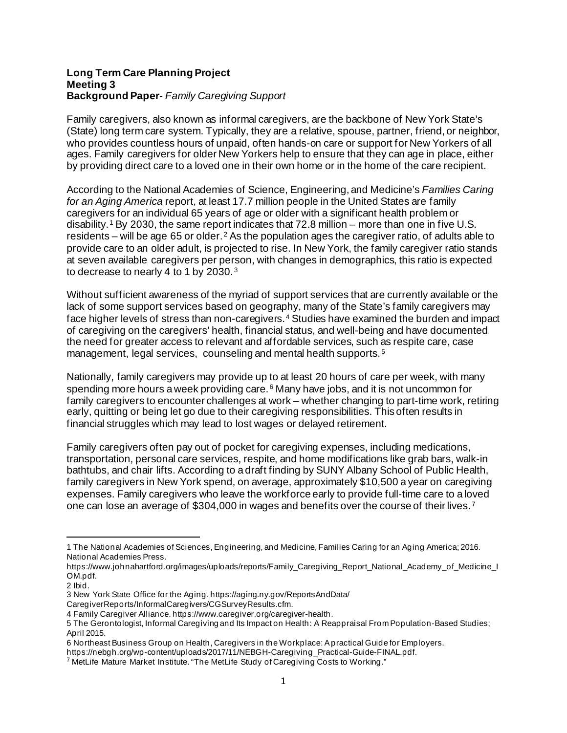**Long Term Care Planning Project**
**Meeting 3**
**Background Paper**- *Family Caregiving Support*

Family caregivers, also known as informal caregivers, are the backbone of New York State's (State) long term care system. Typically, they are a relative, spouse, partner, friend, or neighbor, who provides countless hours of unpaid, often hands-on care or support for New Yorkers of all ages. Family caregivers for older New Yorkers help to ensure that they can age in place, either by providing direct care to a loved one in their own home or in the home of the care recipient.

According to the National Academies of Science, Engineering, and Medicine's *Families Caring for an Aging America* report, at least 17.7 million people in the United States are family caregivers for an individual 65 years of age or older with a significant health problem or disability.[1] By 2030, the same report indicates that 72.8 million – more than one in five U.S. residents – will be age 65 or older.[2] As the population ages the caregiver ratio, of adults able to provide care to an older adult, is projected to rise. In New York, the family caregiver ratio stands at seven available caregivers per person, with changes in demographics, this ratio is expected to decrease to nearly 4 to 1 by 2030.[3]

Without sufficient awareness of the myriad of support services that are currently available or the lack of some support services based on geography, many of the State's family caregivers may face higher levels of stress than non-caregivers.[4] Studies have examined the burden and impact of caregiving on the caregivers' health, financial status, and well-being and have documented the need for greater access to relevant and affordable services, such as respite care, case management, legal services, counseling and mental health supports.[5]

Nationally, family caregivers may provide up to at least 20 hours of care per week, with many spending more hours a week providing care.[6] Many have jobs, and it is not uncommon for family caregivers to encounter challenges at work – whether changing to part-time work, retiring early, quitting or being let go due to their caregiving responsibilities. This often results in financial struggles which may lead to lost wages or delayed retirement.

Family caregivers often pay out of pocket for caregiving expenses, including medications, transportation, personal care services, respite, and home modifications like grab bars, walk-in bathtubs, and chair lifts. According to a draft finding by SUNY Albany School of Public Health, family caregivers in New York spend, on average, approximately $10,500 a year on caregiving expenses. Family caregivers who leave the workforce early to provide full-time care to a loved one can lose an average of $304,000 in wages and benefits over the course of their lives.[7]

---

1 The National Academies of Sciences, Engineering, and Medicine, Families Caring for an Aging America; 2016. National Academies Press. https://www.johnahartford.org/images/uploads/reports/Family_Caregiving_Report_National_Academy_of_Medicine_IOM.pdf.

2 Ibid.

3 New York State Office for the Aging. https://aging.ny.gov/ReportsAndData/CaregiverReports/InformalCaregivers/CGSurveyResults.cfm.

4 Family Caregiver Alliance. https://www.caregiver.org/caregiver-health.

5 The Gerontologist, Informal Caregiving and Its Impact on Health: A Reappraisal From Population-Based Studies; April 2015.

6 Northeast Business Group on Health, Caregivers in the Workplace: A practical Guide for Employers. https://nebgh.org/wp-content/uploads/2017/11/NEBGH-Caregiving_Practical-Guide-FINAL.pdf.

7 MetLife Mature Market Institute. "The MetLife Study of Caregiving Costs to Working."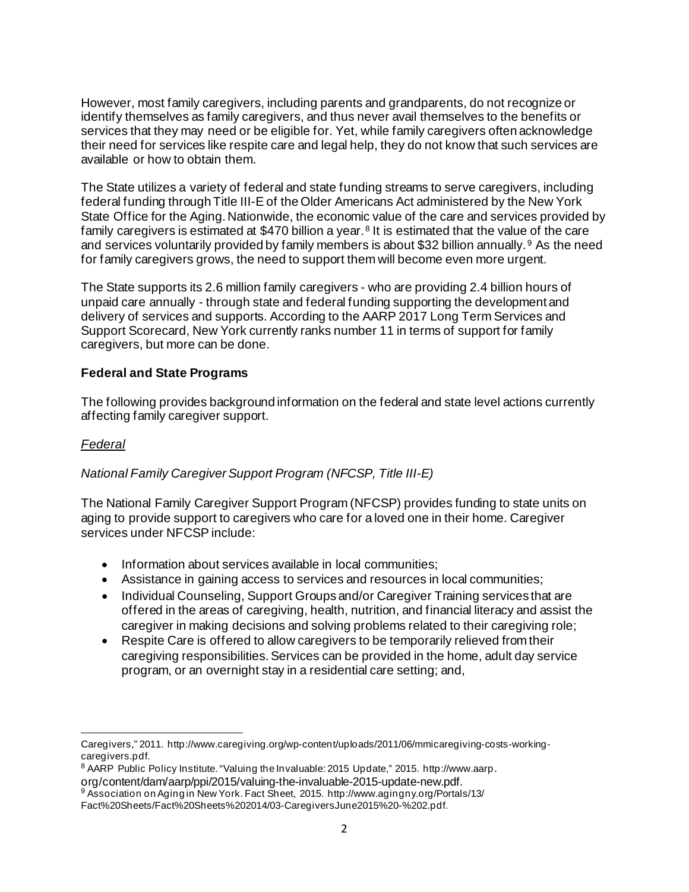However, most family caregivers, including parents and grandparents, do not recognize or identify themselves as family caregivers, and thus never avail themselves to the benefits or services that they may need or be eligible for. Yet, while family caregivers often acknowledge their need for services like respite care and legal help, they do not know that such services are available or how to obtain them.

The State utilizes a variety of federal and state funding streams to serve caregivers, including federal funding through Title III-E of the Older Americans Act administered by the New York State Office for the Aging. Nationwide, the economic value of the care and services provided by family caregivers is estimated at $470 billion a year.[8] It is estimated that the value of the care and services voluntarily provided by family members is about $32 billion annually.[9] As the need for family caregivers grows, the need to support them will become even more urgent.

The State supports its 2.6 million family caregivers - who are providing 2.4 billion hours of unpaid care annually - through state and federal funding supporting the development and delivery of services and supports. According to the AARP 2017 Long Term Services and Support Scorecard, New York currently ranks number 11 in terms of support for family caregivers, but more can be done.

**Federal and State Programs**

The following provides background information on the federal and state level actions currently affecting family caregiver support.

*Federal*

*National Family Caregiver Support Program (NFCSP, Title III-E)*

The National Family Caregiver Support Program (NFCSP) provides funding to state units on aging to provide support to caregivers who care for a loved one in their home. Caregiver services under NFCSP include:

- Information about services available in local communities;
- Assistance in gaining access to services and resources in local communities;
- Individual Counseling, Support Groups and/or Caregiver Training services that are offered in the areas of caregiving, health, nutrition, and financial literacy and assist the caregiver in making decisions and solving problems related to their caregiving role;
- Respite Care is offered to allow caregivers to be temporarily relieved from their caregiving responsibilities. Services can be provided in the home, adult day service program, or an overnight stay in a residential care setting; and,

---

Caregivers," 2011. http://www.caregiving.org/wp-content/uploads/2011/06/mmicaregiving-costs-working-caregivers.pdf.

[8] AARP Public Policy Institute. "Valuing the Invaluable: 2015 Update," 2015. http://www.aarp.org/content/dam/aarp/ppi/2015/valuing-the-invaluable-2015-update-new.pdf.

[9] Association on Aging in New York. Fact Sheet, 2015. http://www.agingny.org/Portals/13/Fact%20Sheets/Fact%20Sheets%202014/03-CaregiversJune2015%20-%202.pdf.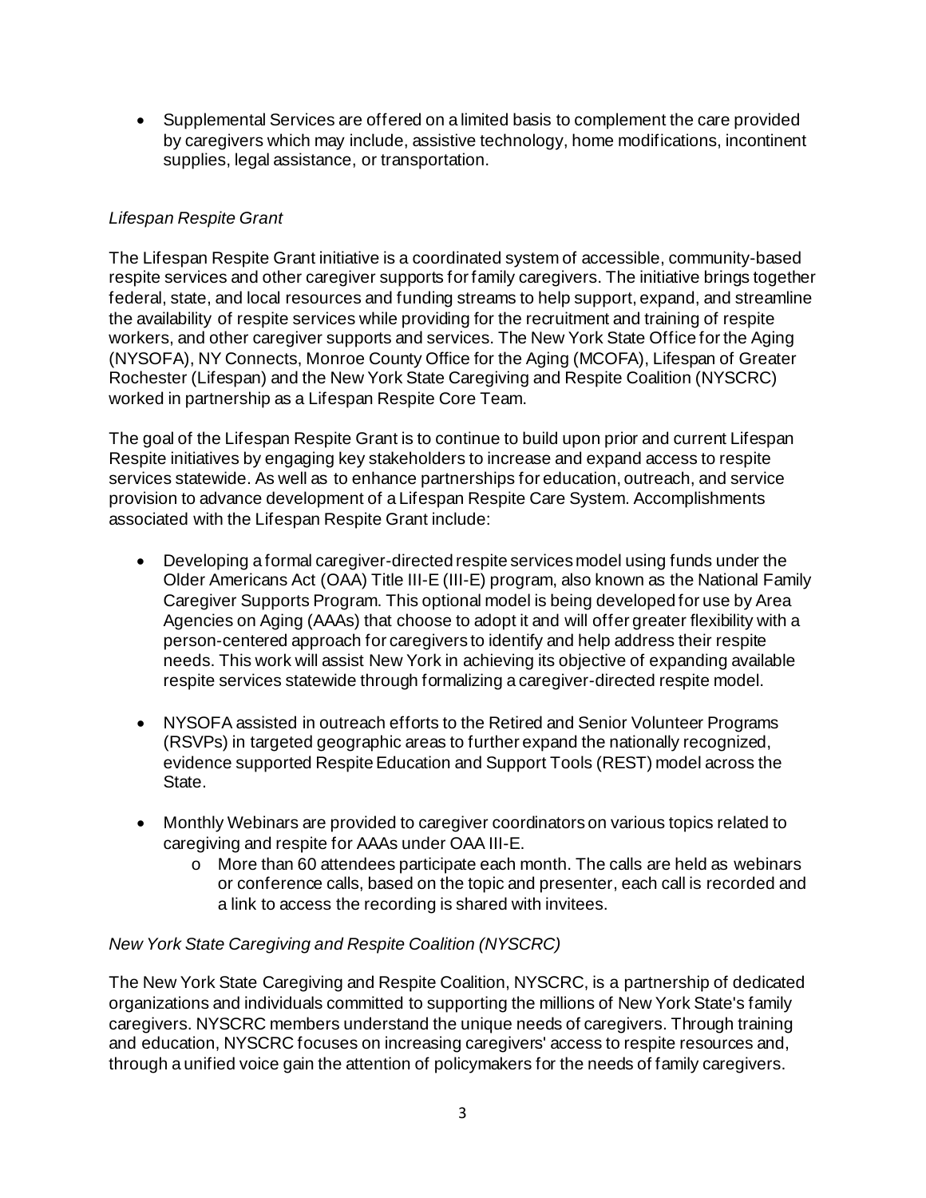- Supplemental Services are offered on a limited basis to complement the care provided by caregivers which may include, assistive technology, home modifications, incontinent supplies, legal assistance, or transportation.

*Lifespan Respite Grant*

The Lifespan Respite Grant initiative is a coordinated system of accessible, community-based respite services and other caregiver supports for family caregivers. The initiative brings together federal, state, and local resources and funding streams to help support, expand, and streamline the availability of respite services while providing for the recruitment and training of respite workers, and other caregiver supports and services. The New York State Office for the Aging (NYSOFA), NY Connects, Monroe County Office for the Aging (MCOFA), Lifespan of Greater Rochester (Lifespan) and the New York State Caregiving and Respite Coalition (NYSCRC) worked in partnership as a Lifespan Respite Core Team.

The goal of the Lifespan Respite Grant is to continue to build upon prior and current Lifespan Respite initiatives by engaging key stakeholders to increase and expand access to respite services statewide. As well as to enhance partnerships for education, outreach, and service provision to advance development of a Lifespan Respite Care System. Accomplishments associated with the Lifespan Respite Grant include:

- Developing a formal caregiver-directed respite services model using funds under the Older Americans Act (OAA) Title III-E (III-E) program, also known as the National Family Caregiver Supports Program. This optional model is being developed for use by Area Agencies on Aging (AAAs) that choose to adopt it and will offer greater flexibility with a person-centered approach for caregivers to identify and help address their respite needs. This work will assist New York in achieving its objective of expanding available respite services statewide through formalizing a caregiver-directed respite model.

- NYSOFA assisted in outreach efforts to the Retired and Senior Volunteer Programs (RSVPs) in targeted geographic areas to further expand the nationally recognized, evidence supported Respite Education and Support Tools (REST) model across the State.

- Monthly Webinars are provided to caregiver coordinators on various topics related to caregiving and respite for AAAs under OAA III-E.
    - More than 60 attendees participate each month. The calls are held as webinars or conference calls, based on the topic and presenter, each call is recorded and a link to access the recording is shared with invitees.

*New York State Caregiving and Respite Coalition (NYSCRC)*

The New York State Caregiving and Respite Coalition, NYSCRC, is a partnership of dedicated organizations and individuals committed to supporting the millions of New York State's family caregivers. NYSCRC members understand the unique needs of caregivers. Through training and education, NYSCRC focuses on increasing caregivers' access to respite resources and, through a unified voice gain the attention of policymakers for the needs of family caregivers.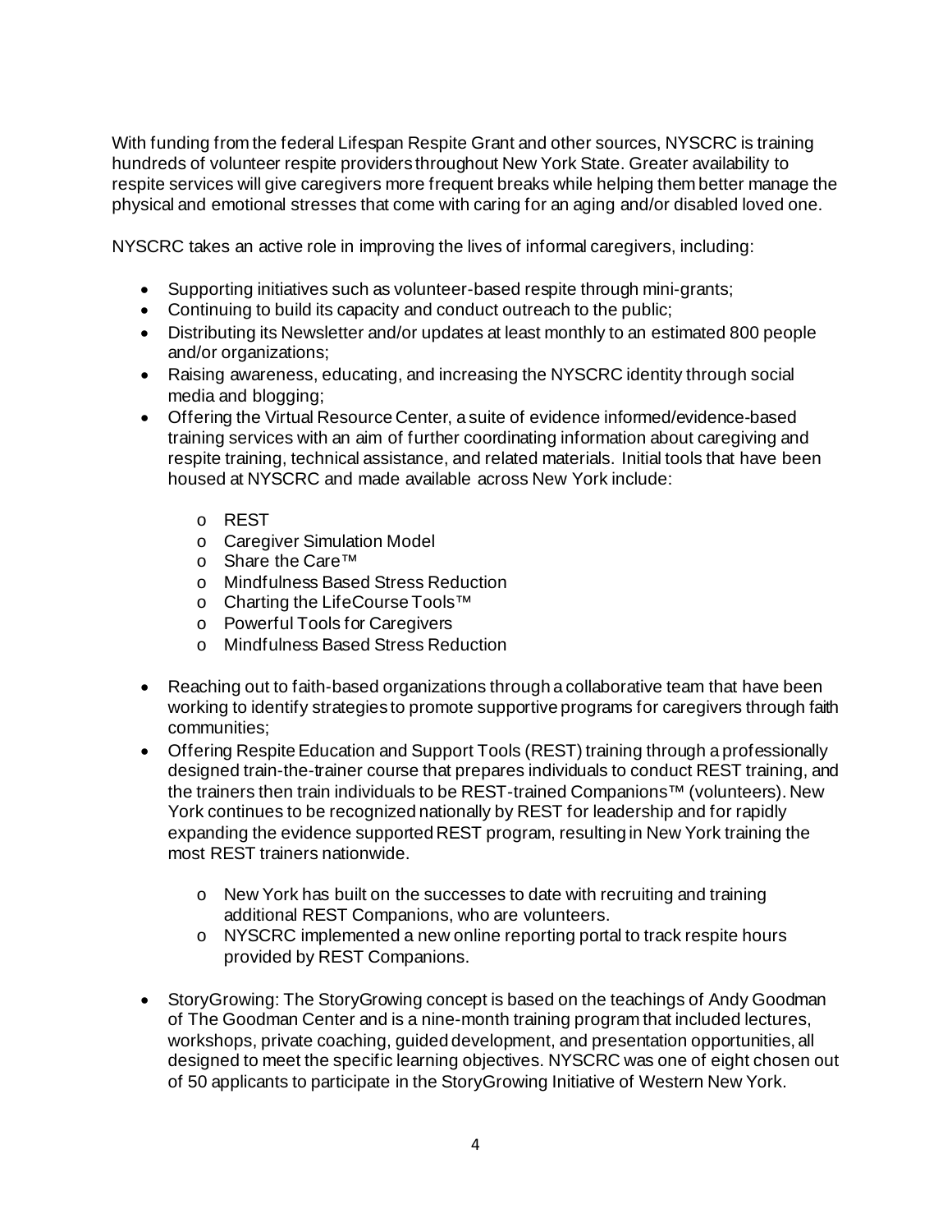With funding from the federal Lifespan Respite Grant and other sources, NYSCRC is training hundreds of volunteer respite providers throughout New York State. Greater availability to respite services will give caregivers more frequent breaks while helping them better manage the physical and emotional stresses that come with caring for an aging and/or disabled loved one.

NYSCRC takes an active role in improving the lives of informal caregivers, including:

- Supporting initiatives such as volunteer-based respite through mini-grants;
- Continuing to build its capacity and conduct outreach to the public;
- Distributing its Newsletter and/or updates at least monthly to an estimated 800 people and/or organizations;
- Raising awareness, educating, and increasing the NYSCRC identity through social media and blogging;
- Offering the Virtual Resource Center, a suite of evidence informed/evidence-based training services with an aim of further coordinating information about caregiving and respite training, technical assistance, and related materials. Initial tools that have been housed at NYSCRC and made available across New York include:
  - REST
  - Caregiver Simulation Model
  - Share the Care™
  - Mindfulness Based Stress Reduction
  - Charting the LifeCourse Tools™
  - Powerful Tools for Caregivers
  - Mindfulness Based Stress Reduction
- Reaching out to faith-based organizations through a collaborative team that have been working to identify strategies to promote supportive programs for caregivers through faith communities;
- Offering Respite Education and Support Tools (REST) training through a professionally designed train-the-trainer course that prepares individuals to conduct REST training, and the trainers then train individuals to be REST-trained Companions™ (volunteers). New York continues to be recognized nationally by REST for leadership and for rapidly expanding the evidence supported REST program, resulting in New York training the most REST trainers nationwide.
  - New York has built on the successes to date with recruiting and training additional REST Companions, who are volunteers.
  - NYSCRC implemented a new online reporting portal to track respite hours provided by REST Companions.
- StoryGrowing: The StoryGrowing concept is based on the teachings of Andy Goodman of The Goodman Center and is a nine-month training program that included lectures, workshops, private coaching, guided development, and presentation opportunities, all designed to meet the specific learning objectives. NYSCRC was one of eight chosen out of 50 applicants to participate in the StoryGrowing Initiative of Western New York.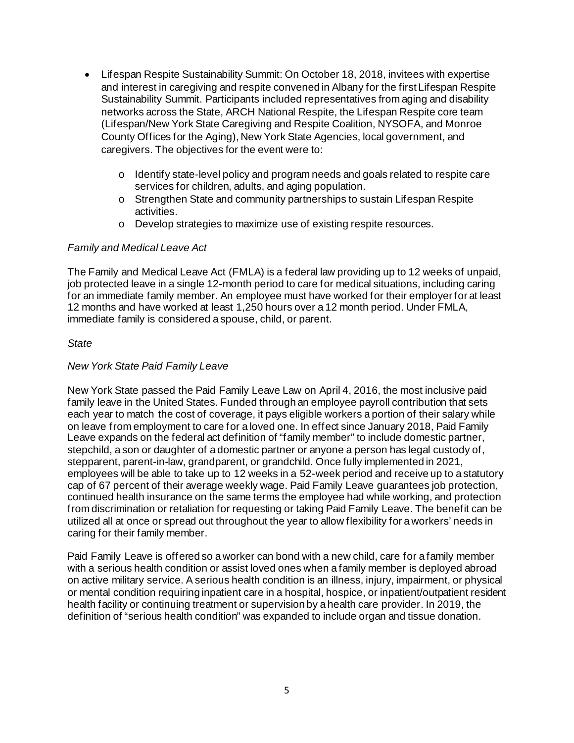- Lifespan Respite Sustainability Summit: On October 18, 2018, invitees with expertise and interest in caregiving and respite convened in Albany for the first Lifespan Respite Sustainability Summit. Participants included representatives from aging and disability networks across the State, ARCH National Respite, the Lifespan Respite core team (Lifespan/New York State Caregiving and Respite Coalition, NYSOFA, and Monroe County Offices for the Aging), New York State Agencies, local government, and caregivers. The objectives for the event were to:
    - Identify state-level policy and program needs and goals related to respite care services for children, adults, and aging population.
    - Strengthen State and community partnerships to sustain Lifespan Respite activities.
    - Develop strategies to maximize use of existing respite resources.

*Family and Medical Leave Act*

The Family and Medical Leave Act (FMLA) is a federal law providing up to 12 weeks of unpaid, job protected leave in a single 12-month period to care for medical situations, including caring for an immediate family member. An employee must have worked for their employer for at least 12 months and have worked at least 1,250 hours over a 12 month period. Under FMLA, immediate family is considered a spouse, child, or parent.

<u>*State*</u>

*New York State Paid Family Leave*

New York State passed the Paid Family Leave Law on April 4, 2016, the most inclusive paid family leave in the United States. Funded through an employee payroll contribution that sets each year to match the cost of coverage, it pays eligible workers a portion of their salary while on leave from employment to care for a loved one. In effect since January 2018, Paid Family Leave expands on the federal act definition of "family member" to include domestic partner, stepchild, a son or daughter of a domestic partner or anyone a person has legal custody of, stepparent, parent-in-law, grandparent, or grandchild. Once fully implemented in 2021, employees will be able to take up to 12 weeks in a 52-week period and receive up to a statutory cap of 67 percent of their average weekly wage. Paid Family Leave guarantees job protection, continued health insurance on the same terms the employee had while working, and protection from discrimination or retaliation for requesting or taking Paid Family Leave. The benefit can be utilized all at once or spread out throughout the year to allow flexibility for a workers' needs in caring for their family member.

Paid Family Leave is offered so a worker can bond with a new child, care for a family member with a serious health condition or assist loved ones when a family member is deployed abroad on active military service. A serious health condition is an illness, injury, impairment, or physical or mental condition requiring inpatient care in a hospital, hospice, or inpatient/outpatient resident health facility or continuing treatment or supervision by a health care provider. In 2019, the definition of "serious health condition" was expanded to include organ and tissue donation.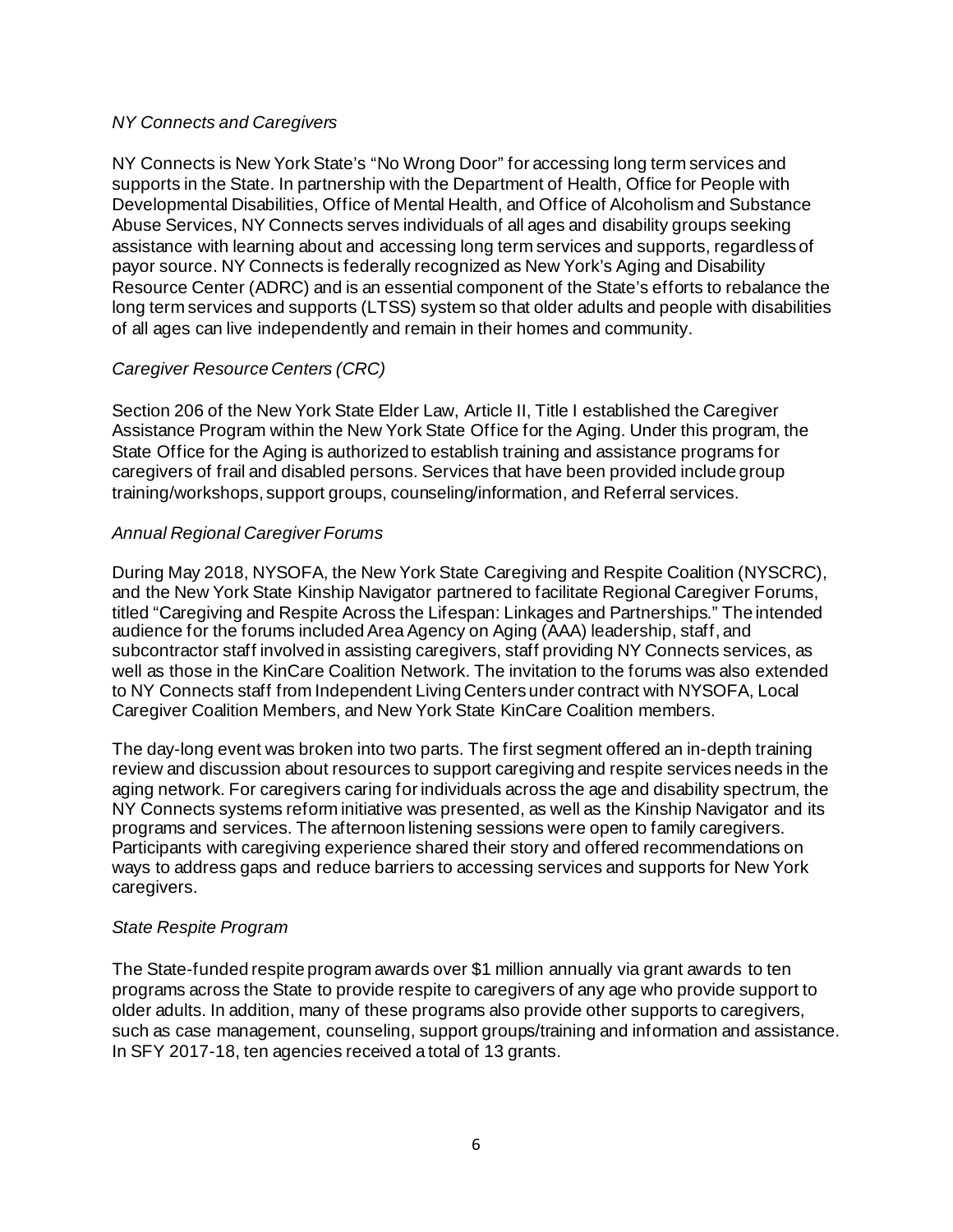*NY Connects and Caregivers*

NY Connects is New York State's "No Wrong Door" for accessing long term services and supports in the State. In partnership with the Department of Health, Office for People with Developmental Disabilities, Office of Mental Health, and Office of Alcoholism and Substance Abuse Services, NY Connects serves individuals of all ages and disability groups seeking assistance with learning about and accessing long term services and supports, regardless of payor source. NY Connects is federally recognized as New York's Aging and Disability Resource Center (ADRC) and is an essential component of the State's efforts to rebalance the long term services and supports (LTSS) system so that older adults and people with disabilities of all ages can live independently and remain in their homes and community.

*Caregiver Resource Centers (CRC)*

Section 206 of the New York State Elder Law, Article II, Title I established the Caregiver Assistance Program within the New York State Office for the Aging. Under this program, the State Office for the Aging is authorized to establish training and assistance programs for caregivers of frail and disabled persons. Services that have been provided include group training/workshops, support groups, counseling/information, and Referral services.

*Annual Regional Caregiver Forums*

During May 2018, NYSOFA, the New York State Caregiving and Respite Coalition (NYSCRC), and the New York State Kinship Navigator partnered to facilitate Regional Caregiver Forums, titled "Caregiving and Respite Across the Lifespan: Linkages and Partnerships." The intended audience for the forums included Area Agency on Aging (AAA) leadership, staff, and subcontractor staff involved in assisting caregivers, staff providing NY Connects services, as well as those in the KinCare Coalition Network. The invitation to the forums was also extended to NY Connects staff from Independent Living Centers under contract with NYSOFA, Local Caregiver Coalition Members, and New York State KinCare Coalition members.

The day-long event was broken into two parts. The first segment offered an in-depth training review and discussion about resources to support caregiving and respite services needs in the aging network. For caregivers caring for individuals across the age and disability spectrum, the NY Connects systems reform initiative was presented, as well as the Kinship Navigator and its programs and services. The afternoon listening sessions were open to family caregivers. Participants with caregiving experience shared their story and offered recommendations on ways to address gaps and reduce barriers to accessing services and supports for New York caregivers.

*State Respite Program*

The State-funded respite program awards over $1 million annually via grant awards to ten programs across the State to provide respite to caregivers of any age who provide support to older adults. In addition, many of these programs also provide other supports to caregivers, such as case management, counseling, support groups/training and information and assistance. In SFY 2017-18, ten agencies received a total of 13 grants.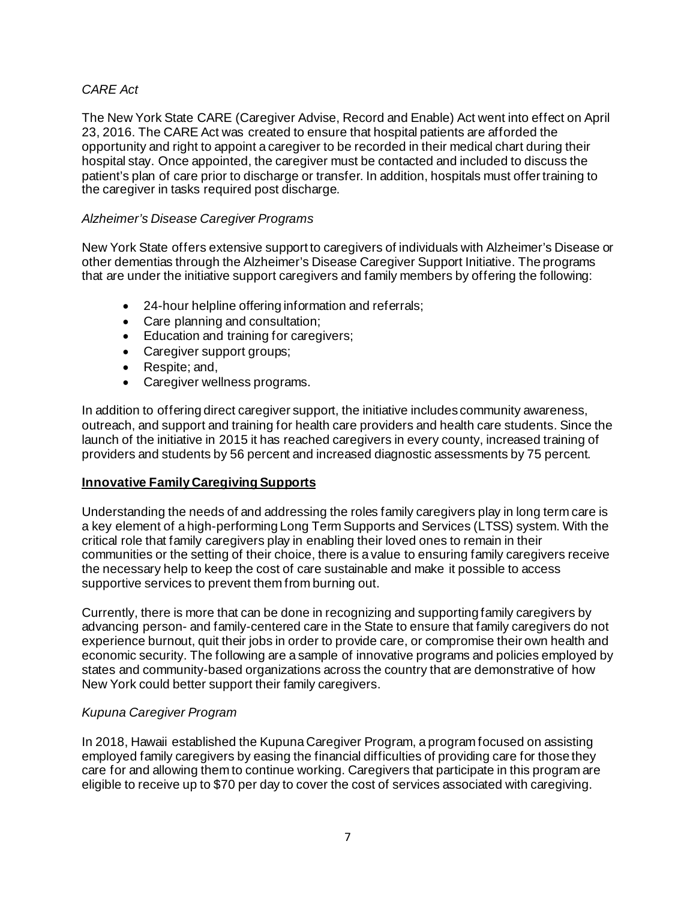*CARE Act*

The New York State CARE (Caregiver Advise, Record and Enable) Act went into effect on April 23, 2016. The CARE Act was created to ensure that hospital patients are afforded the opportunity and right to appoint a caregiver to be recorded in their medical chart during their hospital stay. Once appointed, the caregiver must be contacted and included to discuss the patient's plan of care prior to discharge or transfer. In addition, hospitals must offer training to the caregiver in tasks required post discharge.

*Alzheimer's Disease Caregiver Programs*

New York State offers extensive support to caregivers of individuals with Alzheimer's Disease or other dementias through the Alzheimer's Disease Caregiver Support Initiative. The programs that are under the initiative support caregivers and family members by offering the following:

- 24-hour helpline offering information and referrals;
- Care planning and consultation;
- Education and training for caregivers;
- Caregiver support groups;
- Respite; and,
- Caregiver wellness programs.

In addition to offering direct caregiver support, the initiative includes community awareness, outreach, and support and training for health care providers and health care students. Since the launch of the initiative in 2015 it has reached caregivers in every county, increased training of providers and students by 56 percent and increased diagnostic assessments by 75 percent.

## **Innovative Family Caregiving Supports**

Understanding the needs of and addressing the roles family caregivers play in long term care is a key element of a high-performing Long Term Supports and Services (LTSS) system. With the critical role that family caregivers play in enabling their loved ones to remain in their communities or the setting of their choice, there is a value to ensuring family caregivers receive the necessary help to keep the cost of care sustainable and make it possible to access supportive services to prevent them from burning out.

Currently, there is more that can be done in recognizing and supporting family caregivers by advancing person- and family-centered care in the State to ensure that family caregivers do not experience burnout, quit their jobs in order to provide care, or compromise their own health and economic security. The following are a sample of innovative programs and policies employed by states and community-based organizations across the country that are demonstrative of how New York could better support their family caregivers.

*Kupuna Caregiver Program*

In 2018, Hawaii established the Kupuna Caregiver Program, a program focused on assisting employed family caregivers by easing the financial difficulties of providing care for those they care for and allowing them to continue working. Caregivers that participate in this program are eligible to receive up to $70 per day to cover the cost of services associated with caregiving.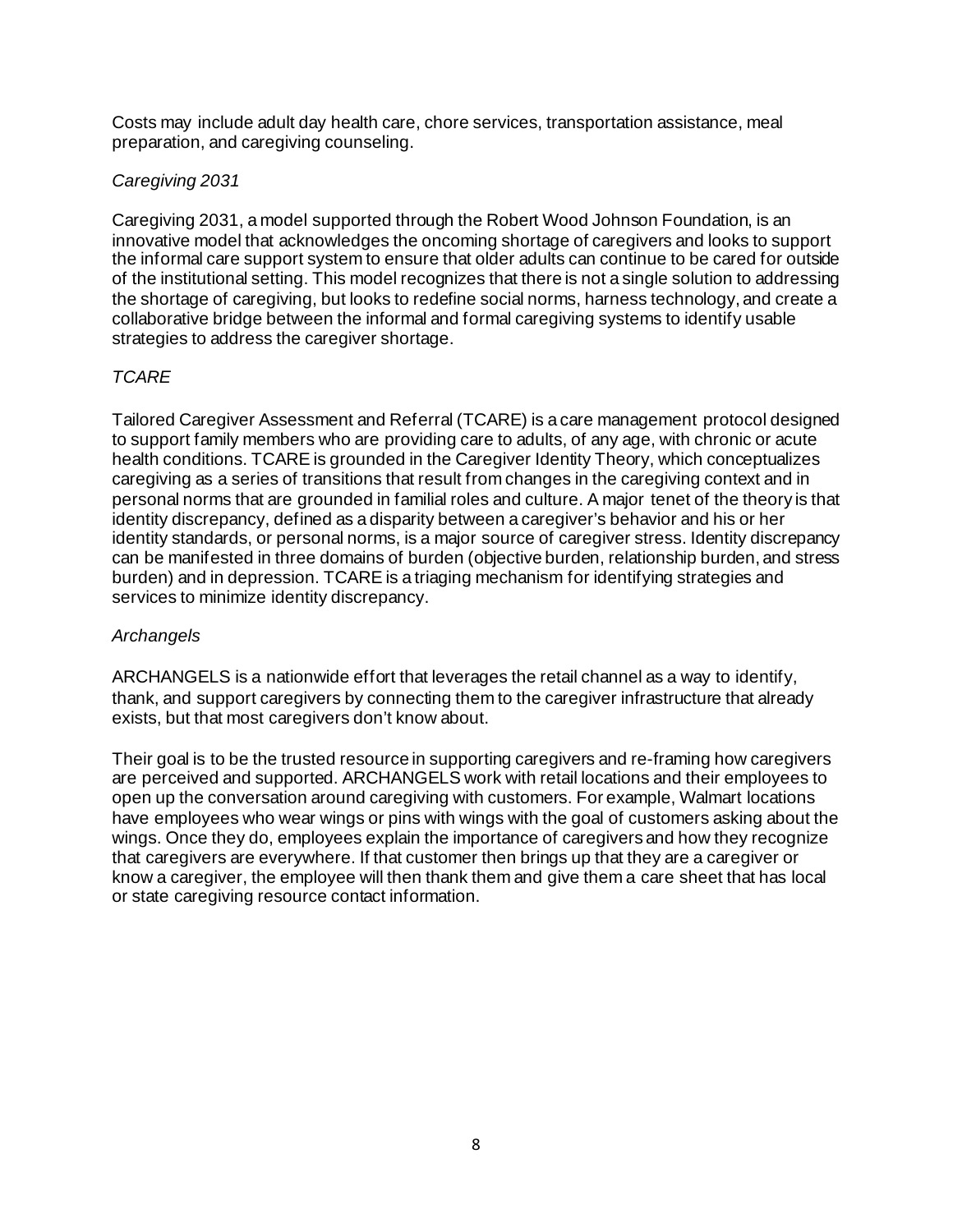Costs may include adult day health care, chore services, transportation assistance, meal preparation, and caregiving counseling.

### *Caregiving 2031*

Caregiving 2031, a model supported through the Robert Wood Johnson Foundation, is an innovative model that acknowledges the oncoming shortage of caregivers and looks to support the informal care support system to ensure that older adults can continue to be cared for outside of the institutional setting. This model recognizes that there is not a single solution to addressing the shortage of caregiving, but looks to redefine social norms, harness technology, and create a collaborative bridge between the informal and formal caregiving systems to identify usable strategies to address the caregiver shortage.

### *TCARE*

Tailored Caregiver Assessment and Referral (TCARE) is a care management protocol designed to support family members who are providing care to adults, of any age, with chronic or acute health conditions. TCARE is grounded in the Caregiver Identity Theory, which conceptualizes caregiving as a series of transitions that result from changes in the caregiving context and in personal norms that are grounded in familial roles and culture. A major tenet of the theory is that identity discrepancy, defined as a disparity between a caregiver's behavior and his or her identity standards, or personal norms, is a major source of caregiver stress. Identity discrepancy can be manifested in three domains of burden (objective burden, relationship burden, and stress burden) and in depression. TCARE is a triaging mechanism for identifying strategies and services to minimize identity discrepancy.

### *Archangels*

ARCHANGELS is a nationwide effort that leverages the retail channel as a way to identify, thank, and support caregivers by connecting them to the caregiver infrastructure that already exists, but that most caregivers don't know about.

Their goal is to be the trusted resource in supporting caregivers and re-framing how caregivers are perceived and supported. ARCHANGELS work with retail locations and their employees to open up the conversation around caregiving with customers. For example, Walmart locations have employees who wear wings or pins with wings with the goal of customers asking about the wings. Once they do, employees explain the importance of caregivers and how they recognize that caregivers are everywhere. If that customer then brings up that they are a caregiver or know a caregiver, the employee will then thank them and give them a care sheet that has local or state caregiving resource contact information.